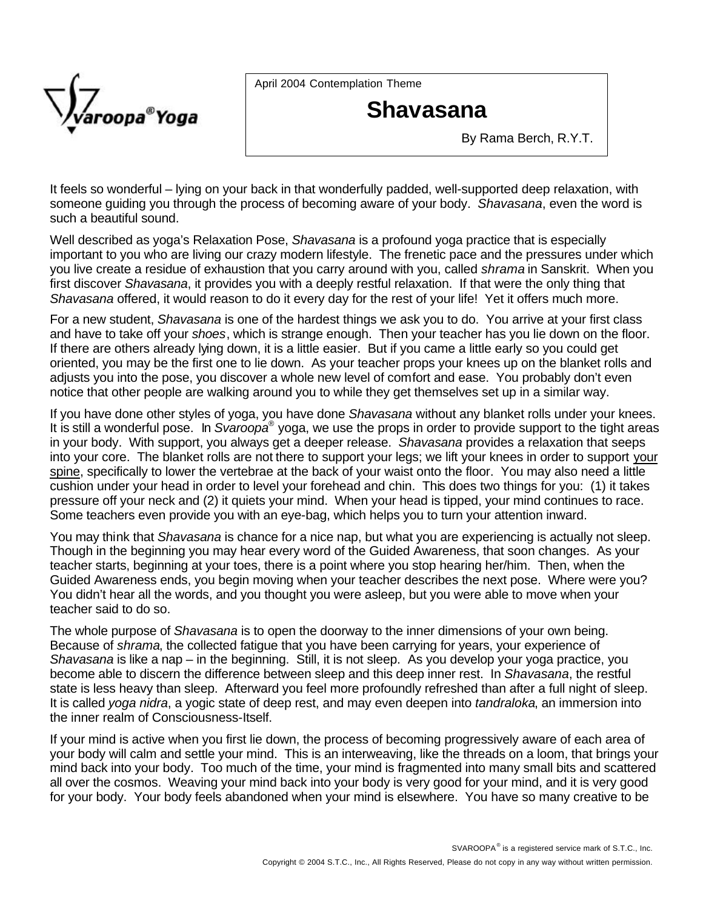Svaroopa® Yoga

April 2004 Contemplation Theme

# Shavasana

By Rama Berch, R.Y.T.

It feels so wonderful – lying on your back in that wonderfully padded, well-supported deep relaxation, with someone guiding you through the process of becoming aware of your body. *Shavasana*, even the word is such a beautiful sound.

Well described as yoga's Relaxation Pose, *Shavasana* is a profound yoga practice that is especially important to you who are living our crazy modern lifestyle. The frenetic pace and the pressures under which you live create a residue of exhaustion that you carry around with you, called *shrama* in Sanskrit. When you first discover *Shavasana*, it provides you with a deeply restful relaxation. If that were the only thing that *Shavasana* offered, it would reason to do it every day for the rest of your life! Yet it offers much more.

For a new student, *Shavasana* is one of the hardest things we ask you to do. You arrive at your first class and have to take off your *shoes*, which is strange enough. Then your teacher has you lie down on the floor. If there are others already lying down, it is a little easier. But if you came a little early so you could get oriented, you may be the first one to lie down. As your teacher props your knees up on the blanket rolls and adjusts you into the pose, you discover a whole new level of comfort and ease. You probably don't even notice that other people are walking around you to while they get themselves set up in a similar way.

If you have done other styles of yoga, you have done *Shavasana* without any blanket rolls under your knees. It is still a wonderful pose. In *Svaroopa*® yoga, we use the props in order to provide support to the tight areas in your body. With support, you always get a deeper release. *Shavasana* provides a relaxation that seeps into your core. The blanket rolls are not there to support your legs; we lift your knees in order to support your spine, specifically to lower the vertebrae at the back of your waist onto the floor. You may also need a little cushion under your head in order to level your forehead and chin. This does two things for you: (1) it takes pressure off your neck and (2) it quiets your mind. When your head is tipped, your mind continues to race. Some teachers even provide you with an eye-bag, which helps you to turn your attention inward.

You may think that *Shavasana* is chance for a nice nap, but what you are experiencing is actually not sleep. Though in the beginning you may hear every word of the Guided Awareness, that soon changes. As your teacher starts, beginning at your toes, there is a point where you stop hearing her/him. Then, when the Guided Awareness ends, you begin moving when your teacher describes the next pose. Where were you? You didn't hear all the words, and you thought you were asleep, but you were able to move when your teacher said to do so.

The whole purpose of *Shavasana* is to open the doorway to the inner dimensions of your own being. Because of *shrama*, the collected fatigue that you have been carrying for years, your experience of *Shavasana* is like a nap – in the beginning. Still, it is not sleep. As you develop your yoga practice, you become able to discern the difference between sleep and this deep inner rest. In *Shavasana*, the restful state is less heavy than sleep. Afterward you feel more profoundly refreshed than after a full night of sleep. It is called *yoga nidra*, a yogic state of deep rest, and may even deepen into *tandraloka*, an immersion into the inner realm of Consciousness-Itself.

If your mind is active when you first lie down, the process of becoming progressively aware of each area of your body will calm and settle your mind. This is an interweaving, like the threads on a loom, that brings your mind back into your body. Too much of the time, your mind is fragmented into many small bits and scattered all over the cosmos. Weaving your mind back into your body is very good for your mind, and it is very good for your body. Your body feels abandoned when your mind is elsewhere. You have so many creative to be

SVAROOPA® is a registered service mark of S.T.C., Inc.

Copyright © 2004 S.T.C., Inc., All Rights Reserved, Please do not copy in any way without written permission.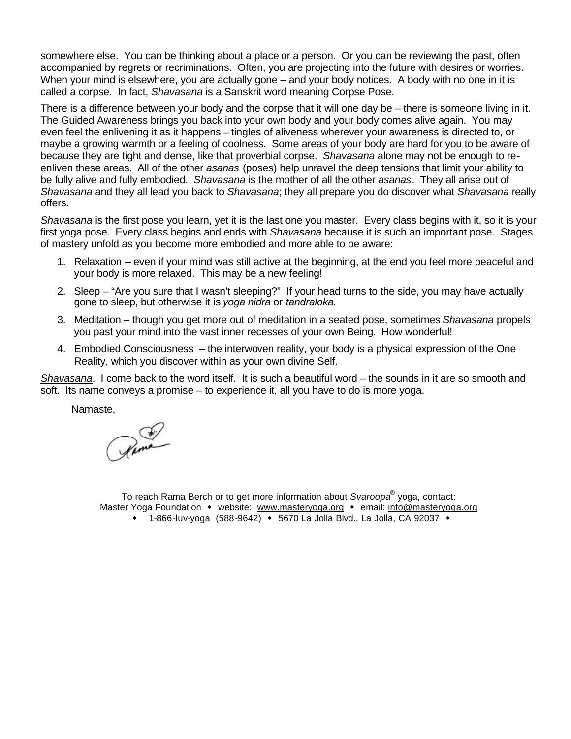somewhere else. You can be thinking about a place or a person. Or you can be reviewing the past, often accompanied by regrets or recriminations. Often, you are projecting into the future with desires or worries. When your mind is elsewhere, you are actually gone – and your body notices. A body with no one in it is called a corpse. In fact, *Shavasana* is a Sanskrit word meaning Corpse Pose.

There is a difference between your body and the corpse that it will one day be – there is someone living in it. The Guided Awareness brings you back into your own body and your body comes alive again. You may even feel the enlivening it as it happens – tingles of aliveness wherever your awareness is directed to, or maybe a growing warmth or a feeling of coolness. Some areas of your body are hard for you to be aware of because they are tight and dense, like that proverbial corpse. *Shavasana* alone may not be enough to re-enliven these areas. All of the other *asanas* (poses) help unravel the deep tensions that limit your ability to be fully alive and fully embodied. *Shavasana* is the mother of all the other *asanas*. They all arise out of *Shavasana* and they all lead you back to *Shavasana*; they all prepare you do discover what *Shavasana* really offers.

*Shavasana* is the first pose you learn, yet it is the last one you master. Every class begins with it, so it is your first yoga pose. Every class begins and ends with *Shavasana* because it is such an important pose. Stages of mastery unfold as you become more embodied and more able to be aware:

1. Relaxation – even if your mind was still active at the beginning, at the end you feel more peaceful and your body is more relaxed. This may be a new feeling!
2. Sleep – "Are you sure that I wasn't sleeping?" If your head turns to the side, you may have actually gone to sleep, but otherwise it is *yoga nidra* or *tandraloka.*
3. Meditation – though you get more out of meditation in a seated pose, sometimes *Shavasana* propels you past your mind into the vast inner recesses of your own Being. How wonderful!
4. Embodied Consciousness – the interwoven reality, your body is a physical expression of the One Reality, which you discover within as your own divine Self.

*Shavasana*. I come back to the word itself. It is such a beautiful word – the sounds in it are so smooth and soft. Its name conveys a promise – to experience it, all you have to do is more yoga.

Namaste,

Rama

To reach Rama Berch or to get more information about *Svaroopa*® yoga, contact:
Master Yoga Foundation ◆ website: www.masteryoga.org ◆ email: info@masteryoga.org
◆ 1-866-luv-yoga (588-9642) ◆ 5670 La Jolla Blvd., La Jolla, CA 92037 ◆